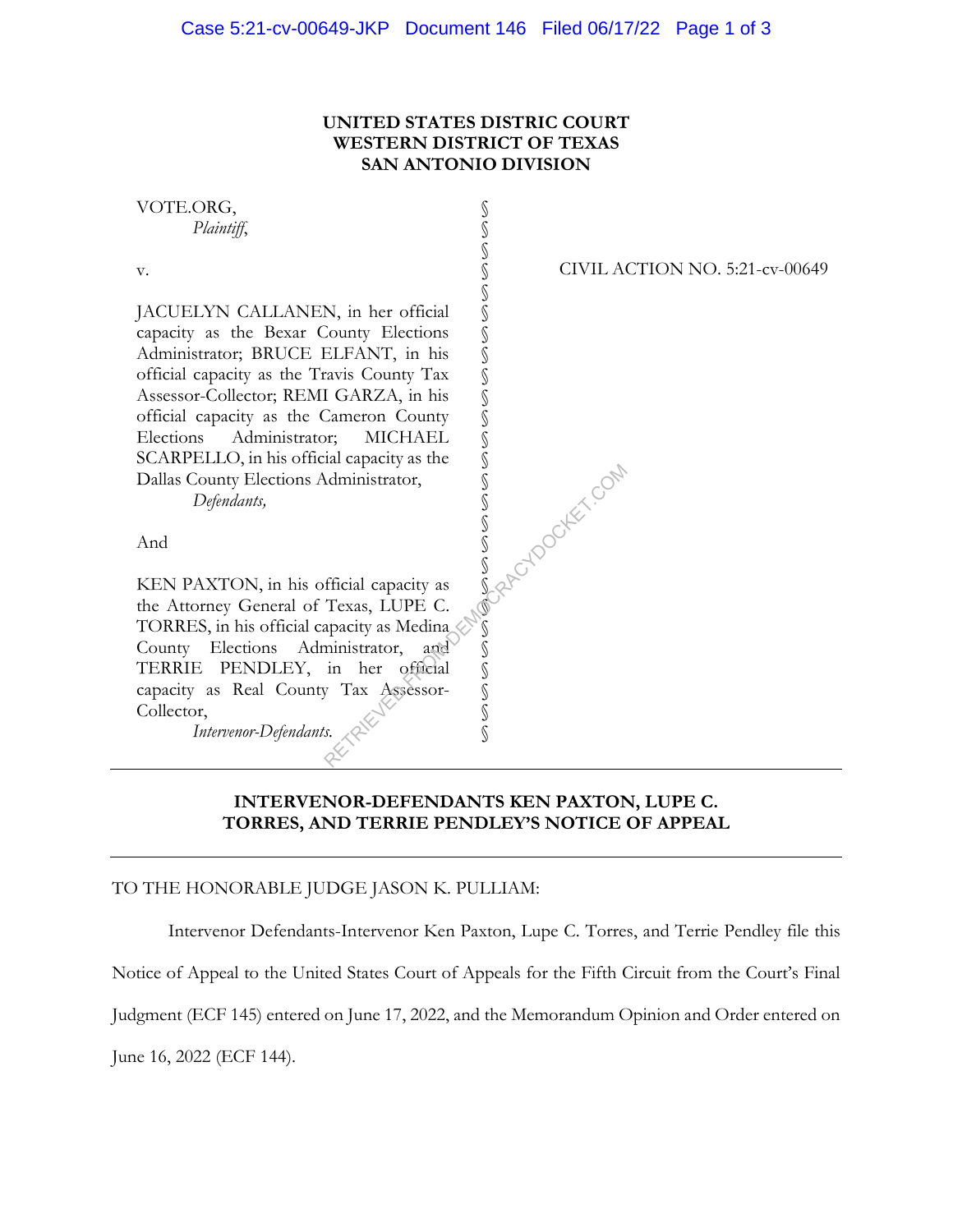**UNITED STATES DISTRIC COURT**
**WESTERN DISTRICT OF TEXAS**
**SAN ANTONIO DIVISION**

VOTE.ORG,
*Plaintiff*,

v.

JACUELYN CALLANEN, in her official capacity as the Bexar County Elections Administrator; BRUCE ELFANT, in his official capacity as the Travis County Tax Assessor-Collector; REMI GARZA, in his official capacity as the Cameron County Elections Administrator; MICHAEL SCARPELLO, in his official capacity as the Dallas County Elections Administrator,
*Defendants,*

And

KEN PAXTON, in his official capacity as the Attorney General of Texas, LUPE C. TORRES, in his official capacity as Medina County Elections Administrator, and TERRIE PENDLEY, in her official capacity as Real County Tax Assessor-Collector,
*Intervenor-Defendants.*

CIVIL ACTION NO. 5:21-cv-00649

---

**INTERVENOR-DEFENDANTS KEN PAXTON, LUPE C. TORRES, AND TERRIE PENDLEY'S NOTICE OF APPEAL**

---

TO THE HONORABLE JUDGE JASON K. PULLIAM:

Intervenor Defendants-Intervenor Ken Paxton, Lupe C. Torres, and Terrie Pendley file this Notice of Appeal to the United States Court of Appeals for the Fifth Circuit from the Court's Final Judgment (ECF 145) entered on June 17, 2022, and the Memorandum Opinion and Order entered on June 16, 2022 (ECF 144).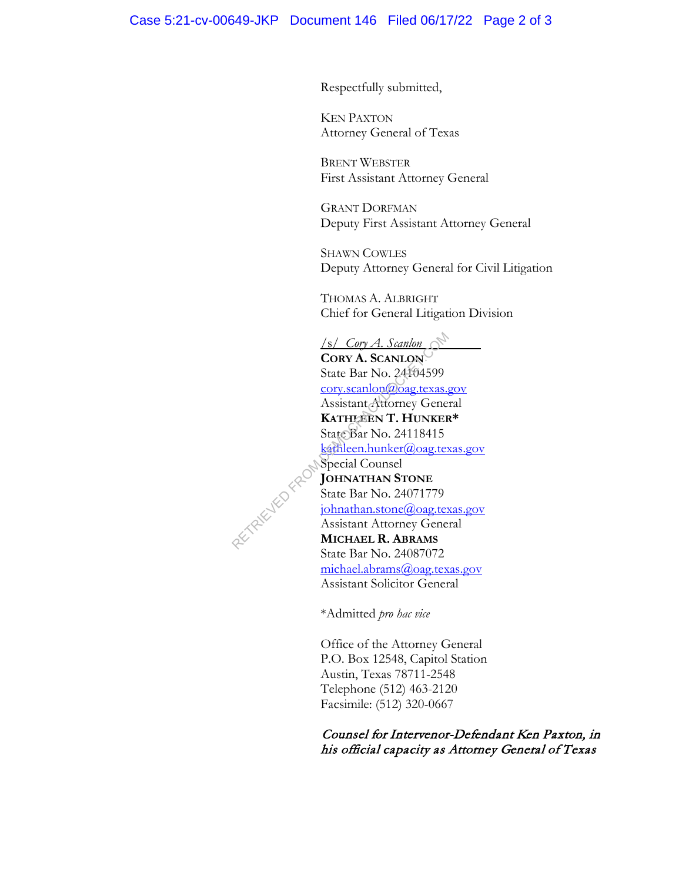Respectfully submitted,

KEN PAXTON
Attorney General of Texas

BRENT WEBSTER
First Assistant Attorney General

GRANT DORFMAN
Deputy First Assistant Attorney General

SHAWN COWLES
Deputy Attorney General for Civil Litigation

THOMAS A. ALBRIGHT
Chief for General Litigation Division

/s/ *Cory A. Scanlon*
**CORY A. SCANLON**
State Bar No. 24104599
cory.scanlon@oag.texas.gov
Assistant Attorney General
**KATHLEEN T. HUNKER***
State Bar No. 24118415
kathleen.hunker@oag.texas.gov
Special Counsel
**JOHNATHAN STONE**
State Bar No. 24071779
johnathan.stone@oag.texas.gov
Assistant Attorney General
**MICHAEL R. ABRAMS**
State Bar No. 24087072
michael.abrams@oag.texas.gov
Assistant Solicitor General

*Admitted *pro hac vice*

Office of the Attorney General
P.O. Box 12548, Capitol Station
Austin, Texas 78711-2548
Telephone (512) 463-2120
Facsimile: (512) 320-0667

*Counsel for Intervenor-Defendant Ken Paxton, in his official capacity as Attorney General of Texas*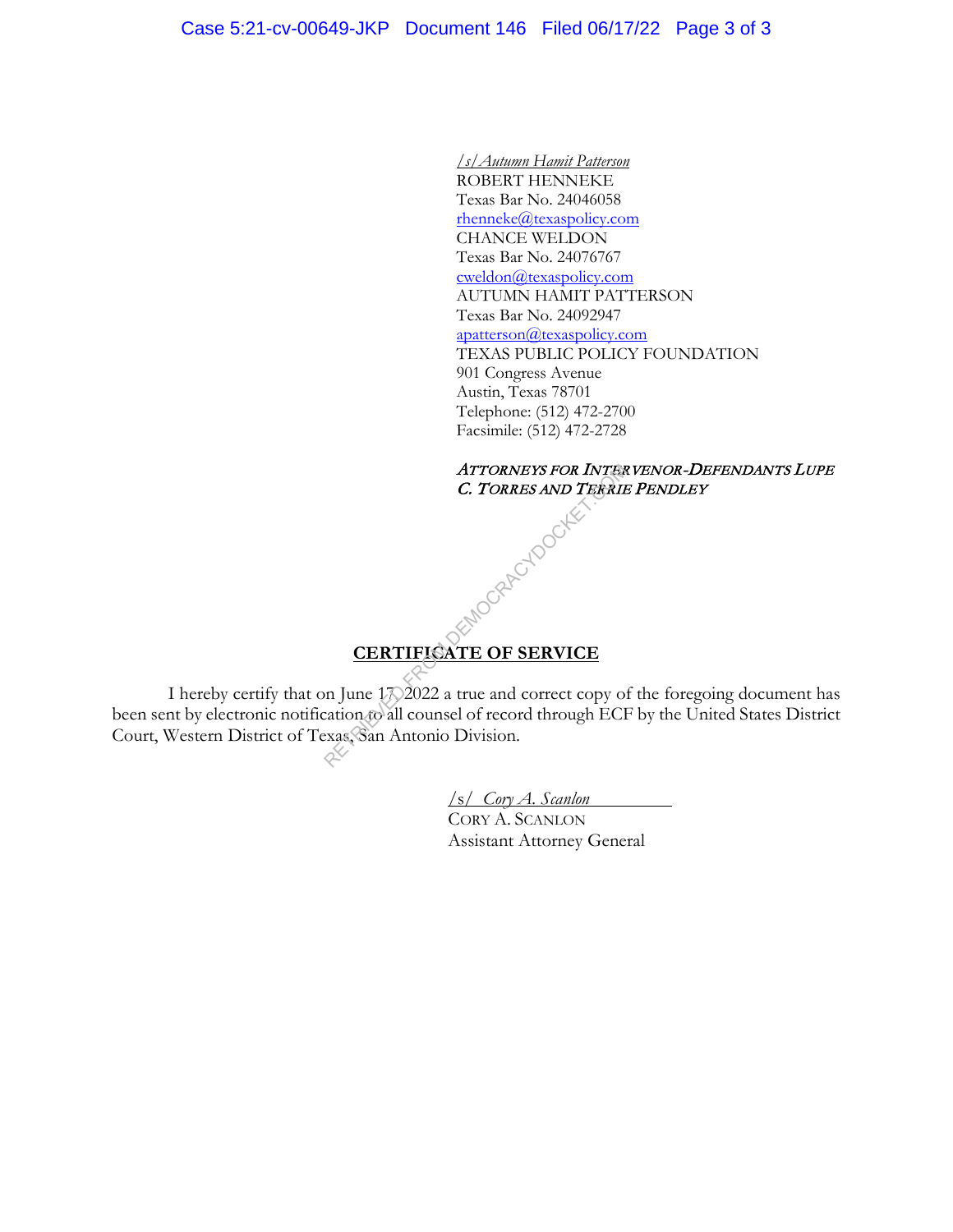*/s/ Autumn Hamit Patterson*
ROBERT HENNEKE
Texas Bar No. 24046058
rhenneke@texaspolicy.com
CHANCE WELDON
Texas Bar No. 24076767
cweldon@texaspolicy.com
AUTUMN HAMIT PATTERSON
Texas Bar No. 24092947
apatterson@texaspolicy.com
TEXAS PUBLIC POLICY FOUNDATION
901 Congress Avenue
Austin, Texas 78701
Telephone: (512) 472-2700
Facsimile: (512) 472-2728

*ATTORNEYS FOR INTERVENOR-DEFENDANTS LUPE C. TORRES AND TERRIE PENDLEY*

**CERTIFICATE OF SERVICE**

I hereby certify that on June 17, 2022 a true and correct copy of the foregoing document has been sent by electronic notification to all counsel of record through ECF by the United States District Court, Western District of Texas, San Antonio Division.

*/s/ Cory A. Scanlon*
CORY A. SCANLON
Assistant Attorney General